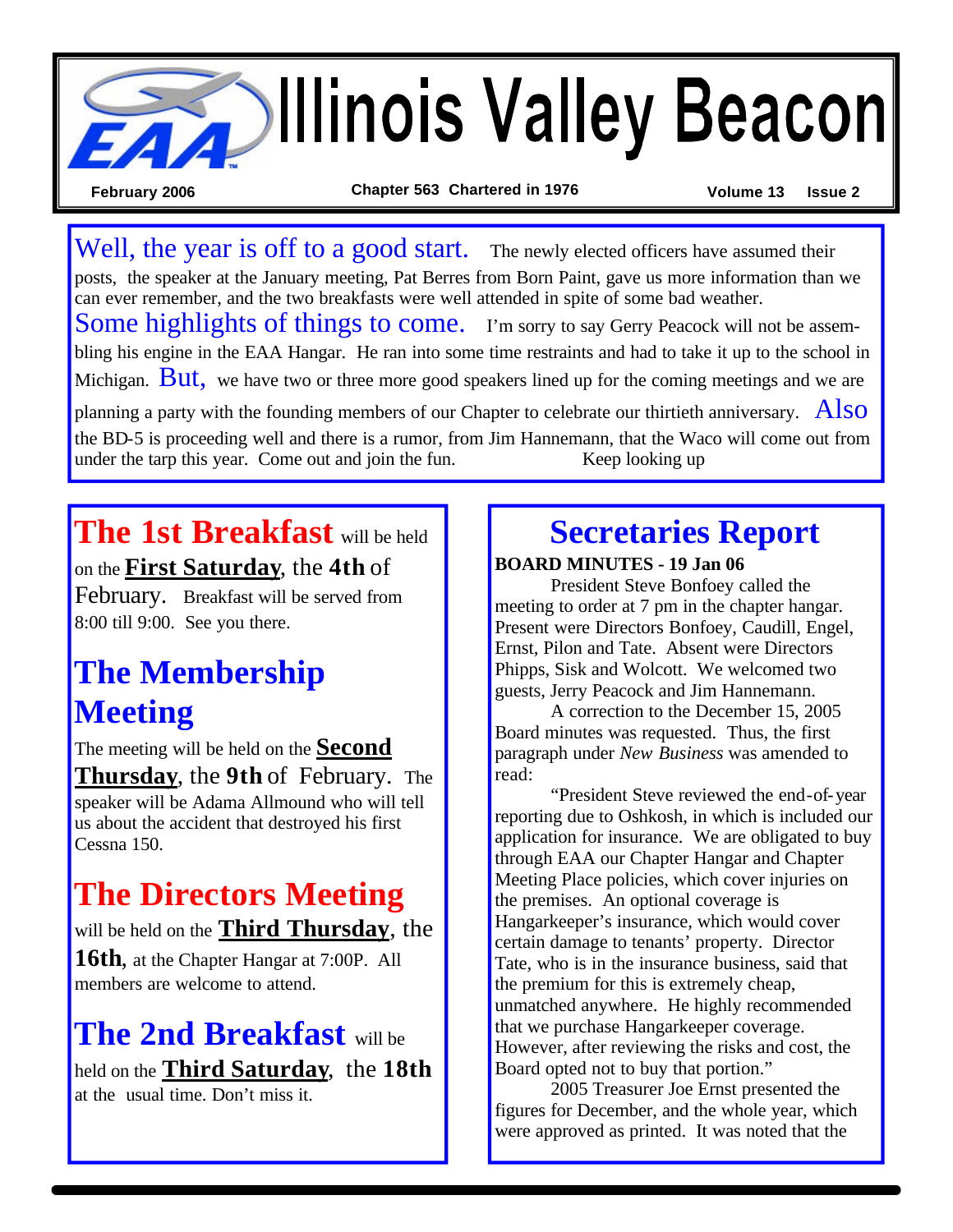# Illinois Valley Beacon

February 2006 — Chapter 563 Chartered in 1976 — Volume 13 Issue 2

Well, the year is off to a good start. The newly elected officers have assumed their posts, the speaker at the January meeting, Pat Berres from Born Paint, gave us more information than we can ever remember, and the two breakfasts were well attended in spite of some bad weather.

Some highlights of things to come. I'm sorry to say Gerry Peacock will not be assembling his engine in the EAA Hangar. He ran into some time restraints and had to take it up to the school in Michigan. But, we have two or three more good speakers lined up for the coming meetings and we are planning a party with the founding members of our Chapter to celebrate our thirtieth anniversary. Also the BD-5 is proceeding well and there is a rumor, from Jim Hannemann, that the Waco will come out from under the tarp this year. Come out and join the fun. Keep looking up

## The 1st Breakfast

**The 1st Breakfast** will be held on the **First Saturday**, the **4th** of February. Breakfast will be served from 8:00 till 9:00. See you there.

## The Membership Meeting

The meeting will be held on the **Second Thursday**, the **9th** of February. The speaker will be Adama Allmound who will tell us about the accident that destroyed his first Cessna 150.

## The Directors Meeting

will be held on the **Third Thursday**, the **16th**, at the Chapter Hangar at 7:00P. All members are welcome to attend.

## The 2nd Breakfast

**The 2nd Breakfast** will be held on the **Third Saturday**, the **18th** at the usual time. Don't miss it.

## Secretaries Report

**BOARD MINUTES - 19 Jan 06**

President Steve Bonfoey called the meeting to order at 7 pm in the chapter hangar. Present were Directors Bonfoey, Caudill, Engel, Ernst, Pilon and Tate. Absent were Directors Phipps, Sisk and Wolcott. We welcomed two guests, Jerry Peacock and Jim Hannemann.

A correction to the December 15, 2005 Board minutes was requested. Thus, the first paragraph under *New Business* was amended to read:

"President Steve reviewed the end-of-year reporting due to Oshkosh, in which is included our application for insurance. We are obligated to buy through EAA our Chapter Hangar and Chapter Meeting Place policies, which cover injuries on the premises. An optional coverage is Hangarkeeper's insurance, which would cover certain damage to tenants' property. Director Tate, who is in the insurance business, said that the premium for this is extremely cheap, unmatched anywhere. He highly recommended that we purchase Hangarkeeper coverage. However, after reviewing the risks and cost, the Board opted not to buy that portion."

2005 Treasurer Joe Ernst presented the figures for December, and the whole year, which were approved as printed. It was noted that the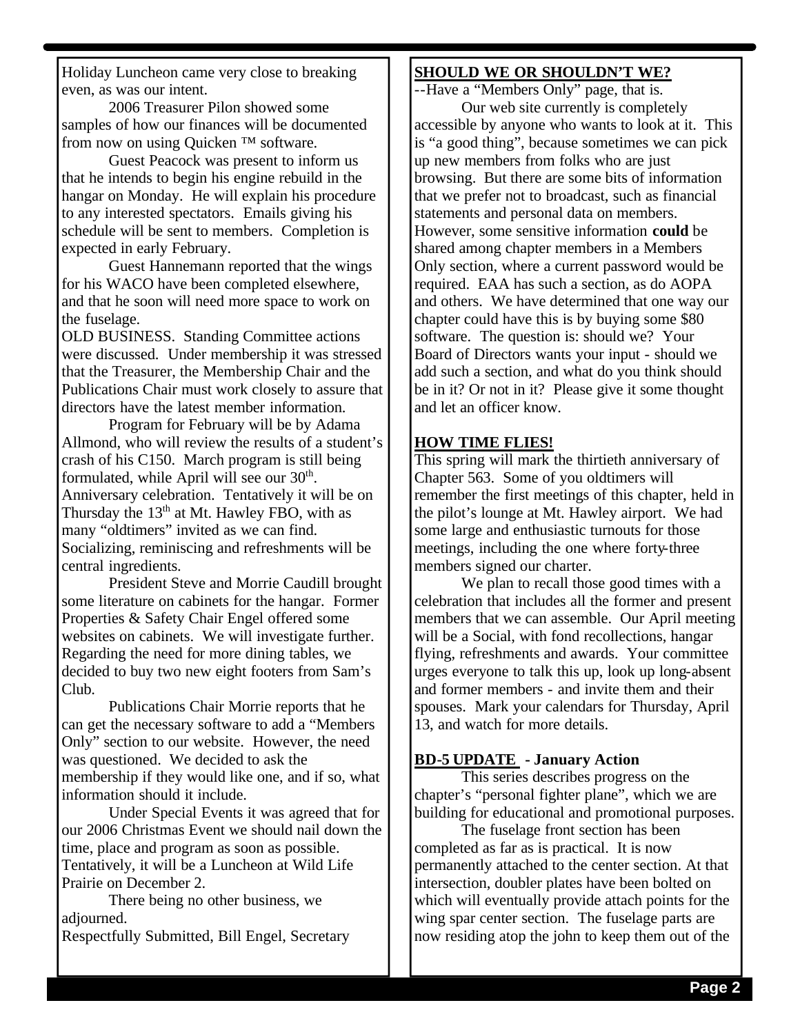Holiday Luncheon came very close to breaking even, as was our intent.

2006 Treasurer Pilon showed some samples of how our finances will be documented from now on using Quicken ™ software.

Guest Peacock was present to inform us that he intends to begin his engine rebuild in the hangar on Monday. He will explain his procedure to any interested spectators. Emails giving his schedule will be sent to members. Completion is expected in early February.

Guest Hannemann reported that the wings for his WACO have been completed elsewhere, and that he soon will need more space to work on the fuselage.

OLD BUSINESS. Standing Committee actions were discussed. Under membership it was stressed that the Treasurer, the Membership Chair and the Publications Chair must work closely to assure that directors have the latest member information.

Program for February will be by Adama Allmond, who will review the results of a student's crash of his C150. March program is still being formulated, while April will see our 30th. Anniversary celebration. Tentatively it will be on Thursday the 13th at Mt. Hawley FBO, with as many "oldtimers" invited as we can find. Socializing, reminiscing and refreshments will be central ingredients.

President Steve and Morrie Caudill brought some literature on cabinets for the hangar. Former Properties & Safety Chair Engel offered some websites on cabinets. We will investigate further. Regarding the need for more dining tables, we decided to buy two new eight footers from Sam's Club.

Publications Chair Morrie reports that he can get the necessary software to add a "Members Only" section to our website. However, the need was questioned. We decided to ask the membership if they would like one, and if so, what information should it include.

Under Special Events it was agreed that for our 2006 Christmas Event we should nail down the time, place and program as soon as possible. Tentatively, it will be a Luncheon at Wild Life Prairie on December 2.

There being no other business, we adjourned.

Respectfully Submitted, Bill Engel, Secretary

## SHOULD WE OR SHOULDN'T WE?

--Have a "Members Only" page, that is.

Our web site currently is completely accessible by anyone who wants to look at it. This is "a good thing", because sometimes we can pick up new members from folks who are just browsing. But there are some bits of information that we prefer not to broadcast, such as financial statements and personal data on members. However, some sensitive information **could** be shared among chapter members in a Members Only section, where a current password would be required. EAA has such a section, as do AOPA and others. We have determined that one way our chapter could have this is by buying some $80 software. The question is: should we? Your Board of Directors wants your input - should we add such a section, and what do you think should be in it? Or not in it? Please give it some thought and let an officer know.

## HOW TIME FLIES!

This spring will mark the thirtieth anniversary of Chapter 563. Some of you oldtimers will remember the first meetings of this chapter, held in the pilot's lounge at Mt. Hawley airport. We had some large and enthusiastic turnouts for those meetings, including the one where forty-three members signed our charter.

We plan to recall those good times with a celebration that includes all the former and present members that we can assemble. Our April meeting will be a Social, with fond recollections, hangar flying, refreshments and awards. Your committee urges everyone to talk this up, look up long-absent and former members - and invite them and their spouses. Mark your calendars for Thursday, April 13, and watch for more details.

## BD-5 UPDATE - January Action

This series describes progress on the chapter's "personal fighter plane", which we are building for educational and promotional purposes.

The fuselage front section has been completed as far as is practical. It is now permanently attached to the center section. At that intersection, doubler plates have been bolted on which will eventually provide attach points for the wing spar center section. The fuselage parts are now residing atop the john to keep them out of the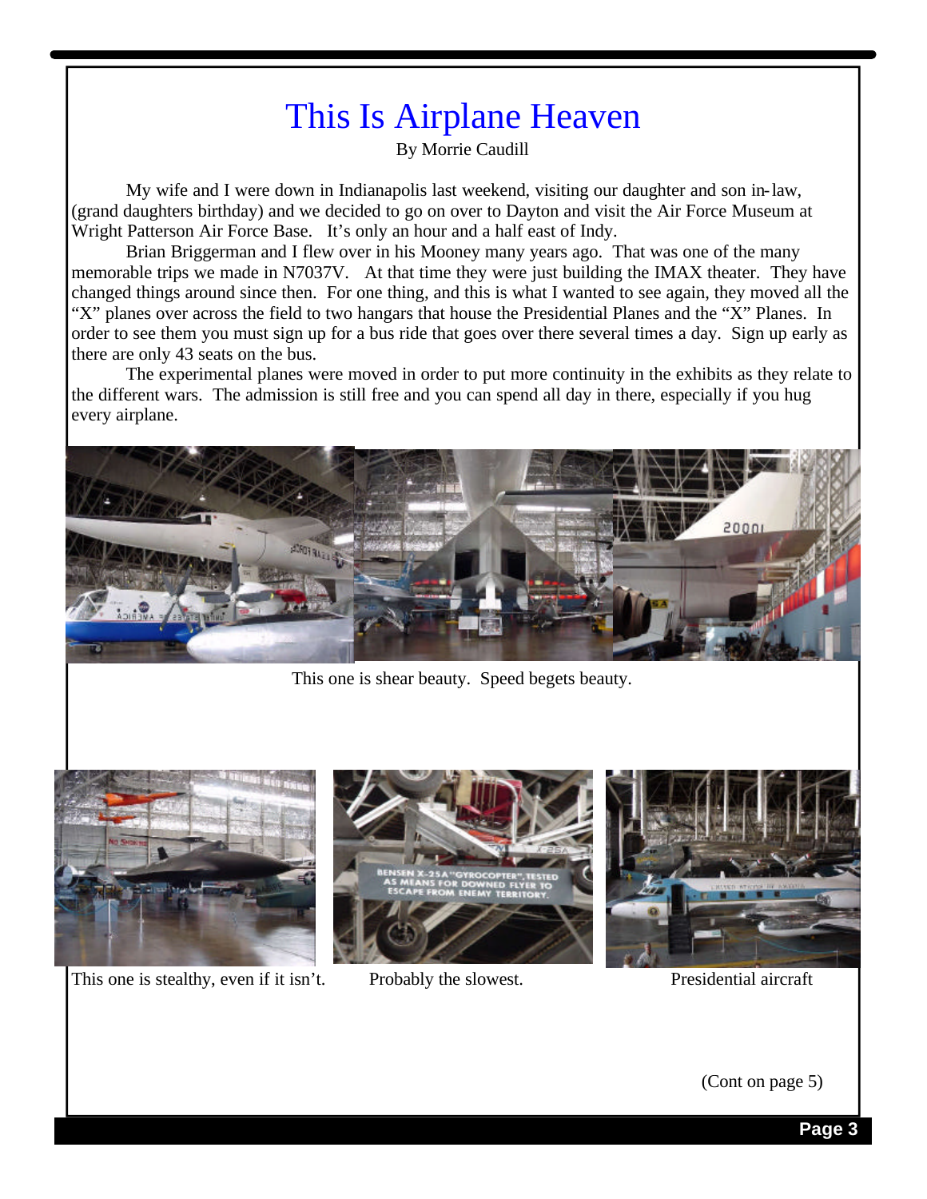# This Is Airplane Heaven

By Morrie Caudill

My wife and I were down in Indianapolis last weekend, visiting our daughter and son in-law, (grand daughters birthday) and we decided to go on over to Dayton and visit the Air Force Museum at Wright Patterson Air Force Base. It's only an hour and a half east of Indy.

Brian Briggerman and I flew over in his Mooney many years ago. That was one of the many memorable trips we made in N7037V. At that time they were just building the IMAX theater. They have changed things around since then. For one thing, and this is what I wanted to see again, they moved all the "X" planes over across the field to two hangars that house the Presidential Planes and the "X" Planes. In order to see them you must sign up for a bus ride that goes over there several times a day. Sign up early as there are only 43 seats on the bus.

The experimental planes were moved in order to put more continuity in the exhibits as they relate to the different wars. The admission is still free and you can spend all day in there, especially if you hug every airplane.

This one is shear beauty. Speed begets beauty.

This one is stealthy, even if it isn't.

Probably the slowest.

Presidential aircraft

(Cont on page 5)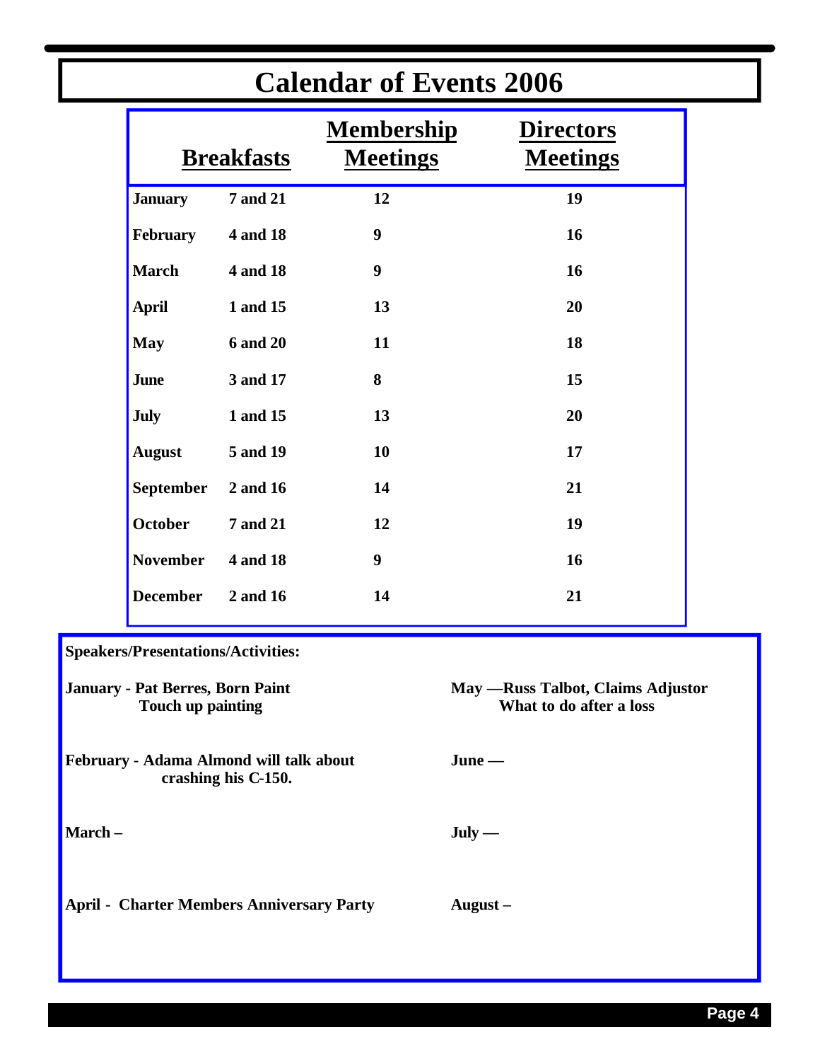# Calendar of Events 2006

| | Breakfasts | Membership Meetings | Directors Meetings |
|---|---|---|---|
| **January** | **7 and 21** | **12** | **19** |
| **February** | **4 and 18** | **9** | **16** |
| **March** | **4 and 18** | **9** | **16** |
| **April** | **1 and 15** | **13** | **20** |
| **May** | **6 and 20** | **11** | **18** |
| **June** | **3 and 17** | **8** | **15** |
| **July** | **1 and 15** | **13** | **20** |
| **August** | **5 and 19** | **10** | **17** |
| **September** | **2 and 16** | **14** | **21** |
| **October** | **7 and 21** | **12** | **19** |
| **November** | **4 and 18** | **9** | **16** |
| **December** | **2 and 16** | **14** | **21** |

**Speakers/Presentations/Activities:**

**January - Pat Berres, Born Paint**
**Touch up painting**

**February - Adama Almond will talk about crashing his C-150.**

**March –**

**April - Charter Members Anniversary Party**

**May —Russ Talbot, Claims Adjustor**
**What to do after a loss**

**June —**

**July —**

**August –**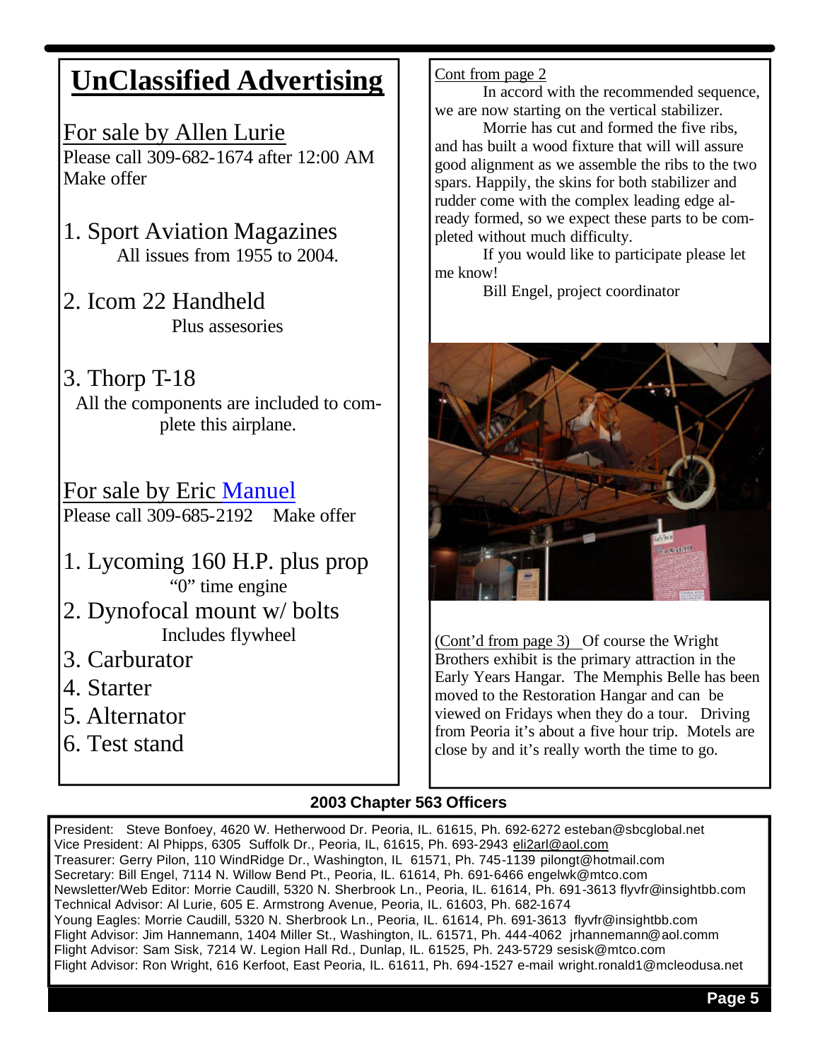# UnClassified Advertising

## For sale by Allen Lurie

Please call 309-682-1674 after 12:00 AM
Make offer

1. Sport Aviation Magazines
   All issues from 1955 to 2004.

2. Icom 22 Handheld
   Plus assesories

3. Thorp T-18
   All the components are included to complete this airplane.

## For sale by Eric Manuel

Please call 309-685-2192 Make offer

1. Lycoming 160 H.P. plus prop
   "0" time engine
2. Dynofocal mount w/ bolts
   Includes flywheel
3. Carburator
4. Starter
5. Alternator
6. Test stand

Cont from page 2

In accord with the recommended sequence, we are now starting on the vertical stabilizer.

Morrie has cut and formed the five ribs, and has built a wood fixture that will will assure good alignment as we assemble the ribs to the two spars. Happily, the skins for both stabilizer and rudder come with the complex leading edge already formed, so we expect these parts to be completed without much difficulty.

If you would like to participate please let me know!

Bill Engel, project coordinator

(Cont'd from page 3) Of course the Wright Brothers exhibit is the primary attraction in the Early Years Hangar. The Memphis Belle has been moved to the Restoration Hangar and can be viewed on Fridays when they do a tour. Driving from Peoria it's about a five hour trip. Motels are close by and it's really worth the time to go.

**2003 Chapter 563 Officers**

President: Steve Bonfoey, 4620 W. Hetherwood Dr. Peoria, IL. 61615, Ph. 692-6272 esteban@sbcglobal.net
Vice President: Al Phipps, 6305 Suffolk Dr., Peoria, IL, 61615, Ph. 693-2943 eli2arl@aol.com
Treasurer: Gerry Pilon, 110 WindRidge Dr., Washington, IL 61571, Ph. 745-1139 pilongt@hotmail.com
Secretary: Bill Engel, 7114 N. Willow Bend Pt., Peoria, IL. 61614, Ph. 691-6466 engelwk@mtco.com
Newsletter/Web Editor: Morrie Caudill, 5320 N. Sherbrook Ln., Peoria, IL. 61614, Ph. 691-3613 flyvfr@insightbb.com
Technical Advisor: Al Lurie, 605 E. Armstrong Avenue, Peoria, IL. 61603, Ph. 682-1674
Young Eagles: Morrie Caudill, 5320 N. Sherbrook Ln., Peoria, IL. 61614, Ph. 691-3613 flyvfr@insightbb.com
Flight Advisor: Jim Hannemann, 1404 Miller St., Washington, IL. 61571, Ph. 444-4062 jrhannemann@aol.comm
Flight Advisor: Sam Sisk, 7214 W. Legion Hall Rd., Dunlap, IL. 61525, Ph. 243-5729 sesisk@mtco.com
Flight Advisor: Ron Wright, 616 Kerfoot, East Peoria, IL. 61611, Ph. 694-1527 e-mail wright.ronald1@mcleodusa.net